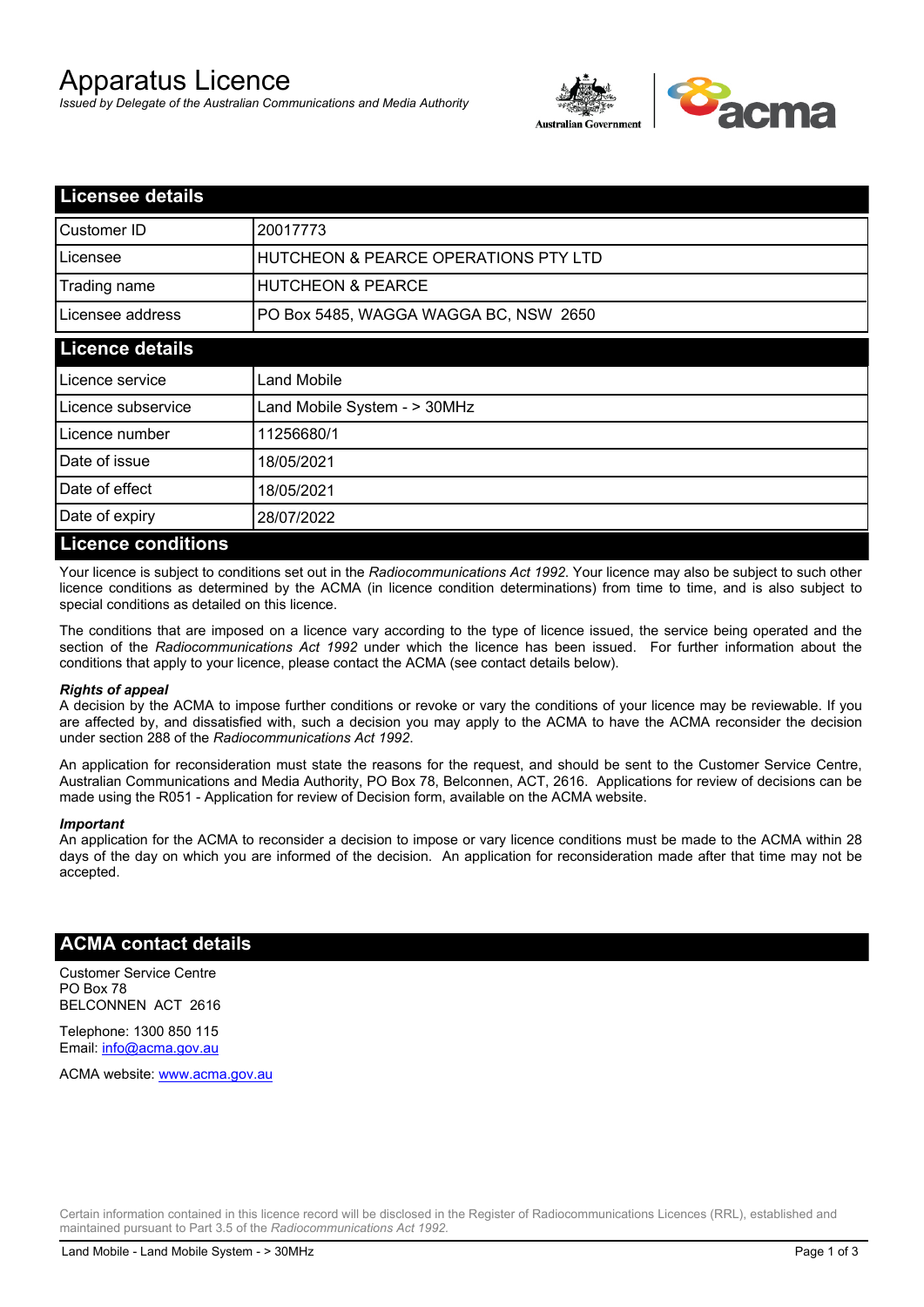# Apparatus Licence

*Issued by Delegate of the Australian Communications and Media Authority*

## Licensee details

| | |
|---|---|
| Customer ID | 20017773 |
| Licensee | HUTCHEON & PEARCE OPERATIONS PTY LTD |
| Trading name | HUTCHEON & PEARCE |
| Licensee address | PO Box 5485, WAGGA WAGGA BC, NSW 2650 |

## Licence details

| | |
|---|---|
| Licence service | Land Mobile |
| Licence subservice | Land Mobile System - > 30MHz |
| Licence number | 11256680/1 |
| Date of issue | 18/05/2021 |
| Date of effect | 18/05/2021 |
| Date of expiry | 28/07/2022 |

## Licence conditions

Your licence is subject to conditions set out in the *Radiocommunications Act 1992*. Your licence may also be subject to such other licence conditions as determined by the ACMA (in licence condition determinations) from time to time, and is also subject to special conditions as detailed on this licence.

The conditions that are imposed on a licence vary according to the type of licence issued, the service being operated and the section of the *Radiocommunications Act 1992* under which the licence has been issued. For further information about the conditions that apply to your licence, please contact the ACMA (see contact details below).

***Rights of appeal***

A decision by the ACMA to impose further conditions or revoke or vary the conditions of your licence may be reviewable. If you are affected by, and dissatisfied with, such a decision you may apply to the ACMA to have the ACMA reconsider the decision under section 288 of the *Radiocommunications Act 1992*.

An application for reconsideration must state the reasons for the request, and should be sent to the Customer Service Centre, Australian Communications and Media Authority, PO Box 78, Belconnen, ACT, 2616. Applications for review of decisions can be made using the R051 - Application for review of Decision form, available on the ACMA website.

***Important***

An application for the ACMA to reconsider a decision to impose or vary licence conditions must be made to the ACMA within 28 days of the day on which you are informed of the decision. An application for reconsideration made after that time may not be accepted.

## ACMA contact details

Customer Service Centre
PO Box 78
BELCONNEN ACT 2616

Telephone: 1300 850 115
Email: info@acma.gov.au

ACMA website: www.acma.gov.au

Certain information contained in this licence record will be disclosed in the Register of Radiocommunications Licences (RRL), established and maintained pursuant to Part 3.5 of the *Radiocommunications Act 1992.*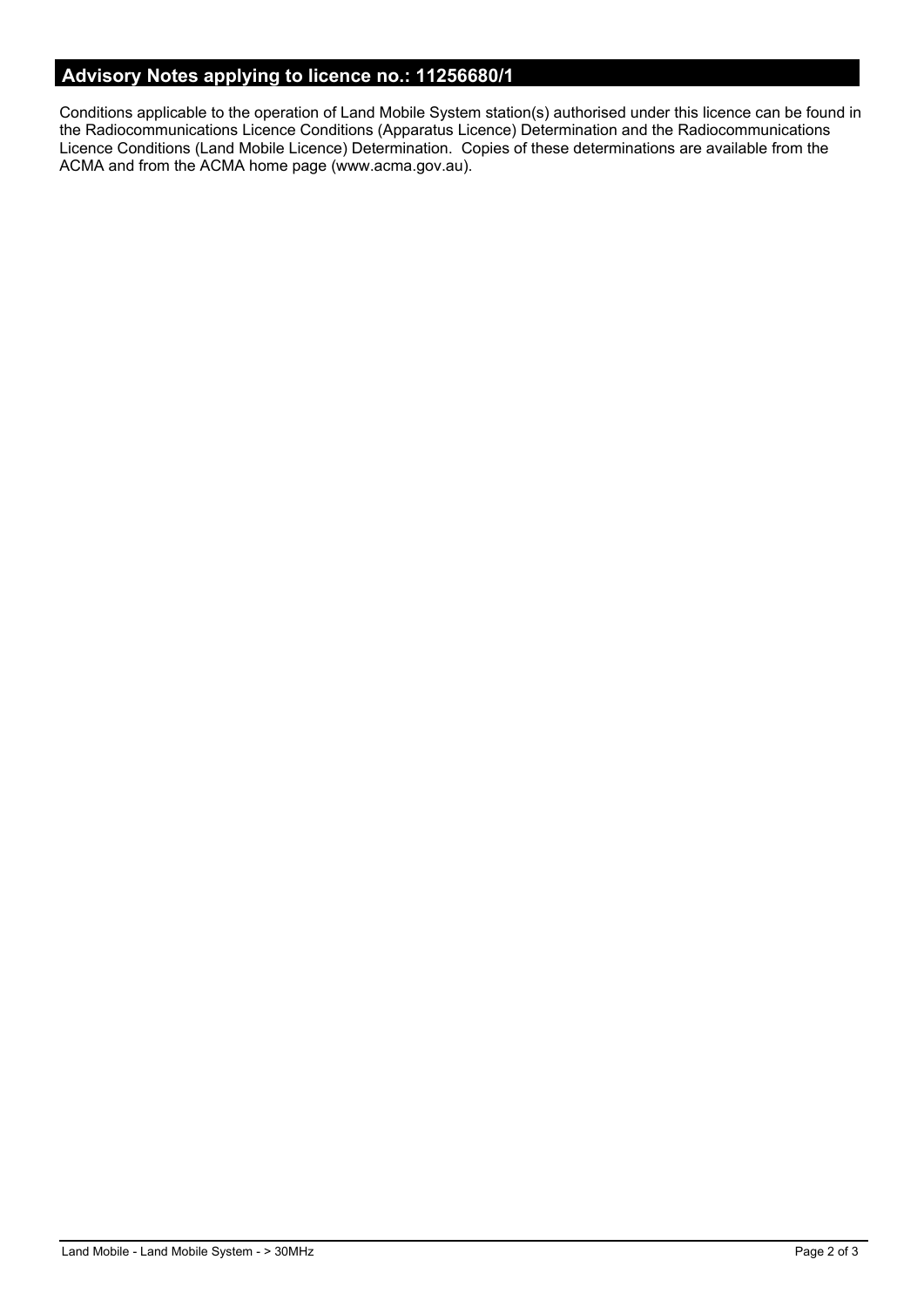## Advisory Notes applying to licence no.: 11256680/1

Conditions applicable to the operation of Land Mobile System station(s) authorised under this licence can be found in the Radiocommunications Licence Conditions (Apparatus Licence) Determination and the Radiocommunications Licence Conditions (Land Mobile Licence) Determination. Copies of these determinations are available from the ACMA and from the ACMA home page (www.acma.gov.au).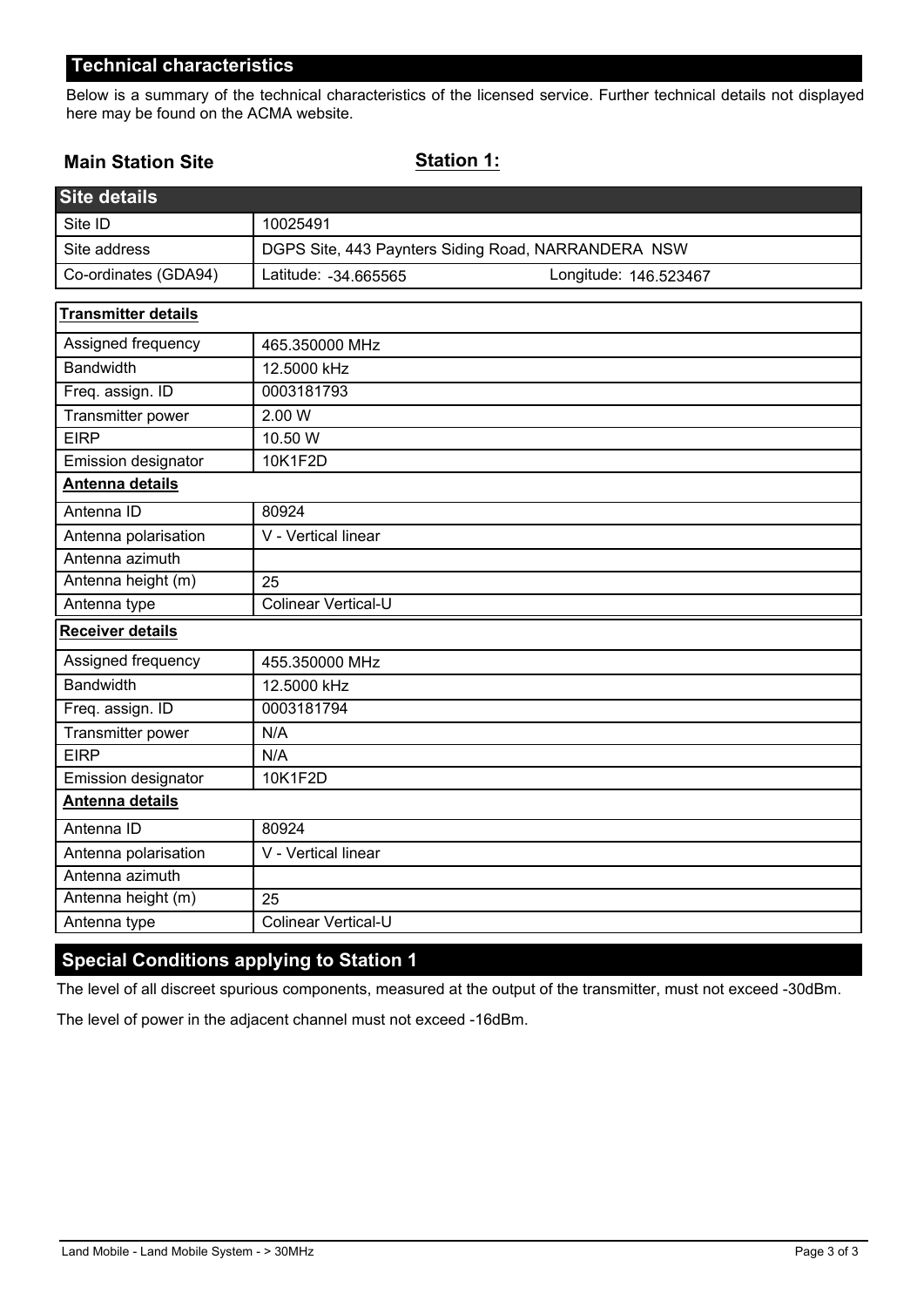## Technical characteristics

Below is a summary of the technical characteristics of the licensed service. Further technical details not displayed here may be found on the ACMA website.

**Main Station Site** **Station 1:**

| Site details | |
|---|---|
| Site ID | 10025491 |
| Site address | DGPS Site, 443 Paynters Siding Road, NARRANDERA NSW |
| Co-ordinates (GDA94) | Latitude: -34.665565 Longitude: 146.523467 |

| Transmitter details | |
|---|---|
| Assigned frequency | 465.350000 MHz |
| Bandwidth | 12.5000 kHz |
| Freq. assign. ID | 0003181793 |
| Transmitter power | 2.00 W |
| EIRP | 10.50 W |
| Emission designator | 10K1F2D |
| **Antenna details** | |
| Antenna ID | 80924 |
| Antenna polarisation | V - Vertical linear |
| Antenna azimuth | |
| Antenna height (m) | 25 |
| Antenna type | Colinear Vertical-U |

| Receiver details | |
|---|---|
| Assigned frequency | 455.350000 MHz |
| Bandwidth | 12.5000 kHz |
| Freq. assign. ID | 0003181794 |
| Transmitter power | N/A |
| EIRP | N/A |
| Emission designator | 10K1F2D |
| **Antenna details** | |
| Antenna ID | 80924 |
| Antenna polarisation | V - Vertical linear |
| Antenna azimuth | |
| Antenna height (m) | 25 |
| Antenna type | Colinear Vertical-U |

## Special Conditions applying to Station 1

The level of all discreet spurious components, measured at the output of the transmitter, must not exceed -30dBm.

The level of power in the adjacent channel must not exceed -16dBm.